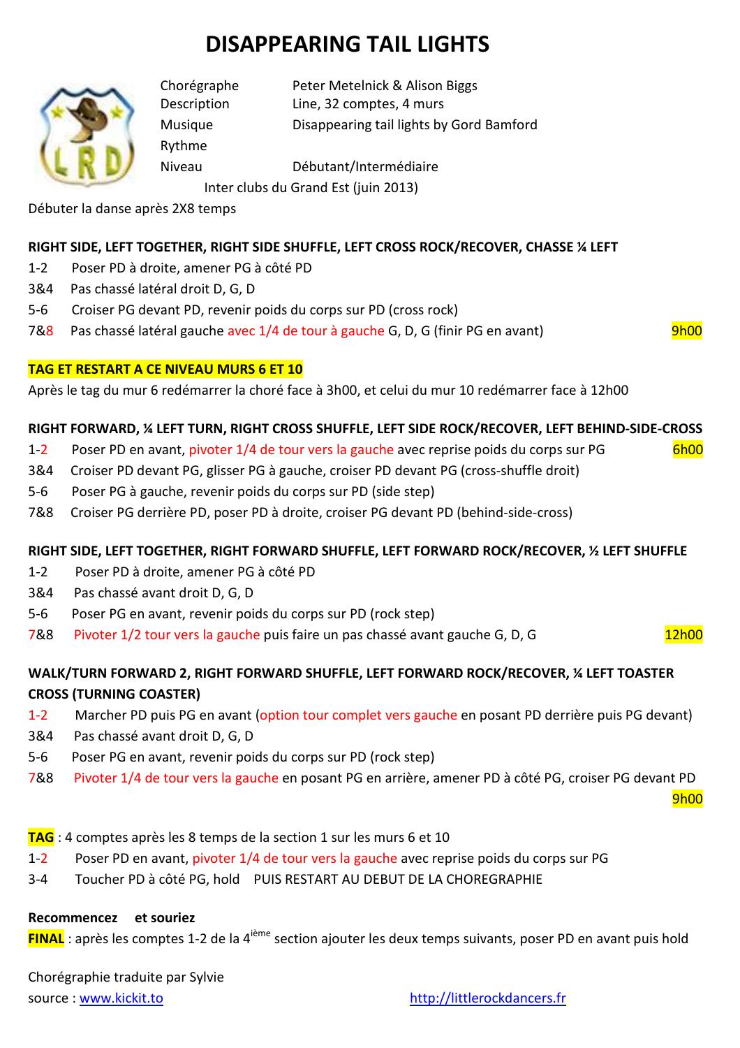# DISAPPEARING TAIL LIGHTS

| | |
|---|---|
| Chorégraphe | Peter Metelnick & Alison Biggs |
| Description | Line, 32 comptes, 4 murs |
| Musique | Disappearing tail lights by Gord Bamford |
| Rythme | |
| Niveau | Débutant/Intermédiaire |

Inter clubs du Grand Est (juin 2013)

Débuter la danse après 2X8 temps

**RIGHT SIDE, LEFT TOGETHER, RIGHT SIDE SHUFFLE, LEFT CROSS ROCK/RECOVER, CHASSE ¼ LEFT**

1-2 Poser PD à droite, amener PG à côté PD
3&4 Pas chassé latéral droit D, G, D
5-6 Croiser PG devant PD, revenir poids du corps sur PD (cross rock)
7&8 Pas chassé latéral gauche avec 1/4 de tour à gauche G, D, G (finir PG en avant) 9h00

**TAG ET RESTART A CE NIVEAU MURS 6 ET 10**

Après le tag du mur 6 redémarrer la choré face à 3h00, et celui du mur 10 redémarrer face à 12h00

**RIGHT FORWARD, ¼ LEFT TURN, RIGHT CROSS SHUFFLE, LEFT SIDE ROCK/RECOVER, LEFT BEHIND-SIDE-CROSS**

1-2 Poser PD en avant, pivoter 1/4 de tour vers la gauche avec reprise poids du corps sur PG 6h00
3&4 Croiser PD devant PG, glisser PG à gauche, croiser PD devant PG (cross-shuffle droit)
5-6 Poser PG à gauche, revenir poids du corps sur PD (side step)
7&8 Croiser PG derrière PD, poser PD à droite, croiser PG devant PD (behind-side-cross)

**RIGHT SIDE, LEFT TOGETHER, RIGHT FORWARD SHUFFLE, LEFT FORWARD ROCK/RECOVER, ½ LEFT SHUFFLE**

1-2 Poser PD à droite, amener PG à côté PD
3&4 Pas chassé avant droit D, G, D
5-6 Poser PG en avant, revenir poids du corps sur PD (rock step)
7&8 Pivoter 1/2 tour vers la gauche puis faire un pas chassé avant gauche G, D, G 12h00

**WALK/TURN FORWARD 2, RIGHT FORWARD SHUFFLE, LEFT FORWARD ROCK/RECOVER, ¼ LEFT TOASTER CROSS (TURNING COASTER)**

1-2 Marcher PD puis PG en avant (option tour complet vers gauche en posant PD derrière puis PG devant)
3&4 Pas chassé avant droit D, G, D
5-6 Poser PG en avant, revenir poids du corps sur PD (rock step)
7&8 Pivoter 1/4 de tour vers la gauche en posant PG en arrière, amener PD à côté PG, croiser PG devant PD 9h00

**TAG** : 4 comptes après les 8 temps de la section 1 sur les murs 6 et 10

1-2 Poser PD en avant, pivoter 1/4 de tour vers la gauche avec reprise poids du corps sur PG
3-4 Toucher PD à côté PG, hold PUIS RESTART AU DEBUT DE LA CHOREGRAPHIE

**Recommencez et souriez**

**FINAL** : après les comptes 1-2 de la 4ième section ajouter les deux temps suivants, poser PD en avant puis hold

Chorégraphie traduite par Sylvie
source : www.kickit.to http://littlerockdancers.fr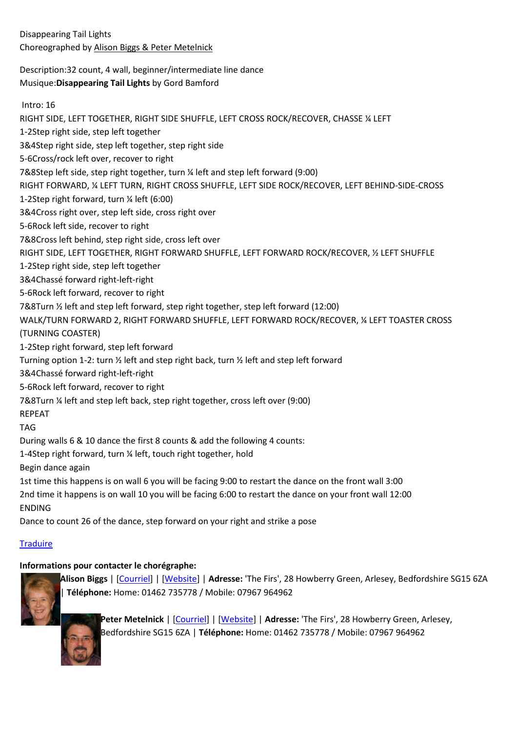Disappearing Tail Lights
Choreographed by Alison Biggs & Peter Metelnick

Description:32 count, 4 wall, beginner/intermediate line dance
Musique:**Disappearing Tail Lights** by Gord Bamford

Intro: 16

RIGHT SIDE, LEFT TOGETHER, RIGHT SIDE SHUFFLE, LEFT CROSS ROCK/RECOVER, CHASSE ¼ LEFT
1-2Step right side, step left together
3&4Step right side, step left together, step right side
5-6Cross/rock left over, recover to right
7&8Step left side, step right together, turn ¼ left and step left forward (9:00)

RIGHT FORWARD, ¼ LEFT TURN, RIGHT CROSS SHUFFLE, LEFT SIDE ROCK/RECOVER, LEFT BEHIND-SIDE-CROSS
1-2Step right forward, turn ¼ left (6:00)
3&4Cross right over, step left side, cross right over
5-6Rock left side, recover to right
7&8Cross left behind, step right side, cross left over

RIGHT SIDE, LEFT TOGETHER, RIGHT FORWARD SHUFFLE, LEFT FORWARD ROCK/RECOVER, ½ LEFT SHUFFLE
1-2Step right side, step left together
3&4Chassé forward right-left-right
5-6Rock left forward, recover to right
7&8Turn ½ left and step left forward, step right together, step left forward (12:00)

WALK/TURN FORWARD 2, RIGHT FORWARD SHUFFLE, LEFT FORWARD ROCK/RECOVER, ¼ LEFT TOASTER CROSS (TURNING COASTER)
1-2Step right forward, step left forward
Turning option 1-2: turn ½ left and step right back, turn ½ left and step left forward
3&4Chassé forward right-left-right
5-6Rock left forward, recover to right
7&8Turn ¼ left and step left back, step right together, cross left over (9:00)

REPEAT

TAG
During walls 6 & 10 dance the first 8 counts & add the following 4 counts:
1-4Step right forward, turn ¼ left, touch right together, hold
Begin dance again
1st time this happens is on wall 6 you will be facing 9:00 to restart the dance on the front wall 3:00
2nd time it happens is on wall 10 you will be facing 6:00 to restart the dance on your front wall 12:00

ENDING
Dance to count 26 of the dance, step forward on your right and strike a pose

Traduire

**Informations pour contacter le chorégraphe:**

**Alison Biggs** | [Courriel] | [Website] | **Adresse:** 'The Firs', 28 Howberry Green, Arlesey, Bedfordshire SG15 6ZA | **Téléphone:** Home: 01462 735778 / Mobile: 07967 964962

**Peter Metelnick** | [Courriel] | [Website] | **Adresse:** 'The Firs', 28 Howberry Green, Arlesey, Bedfordshire SG15 6ZA | **Téléphone:** Home: 01462 735778 / Mobile: 07967 964962